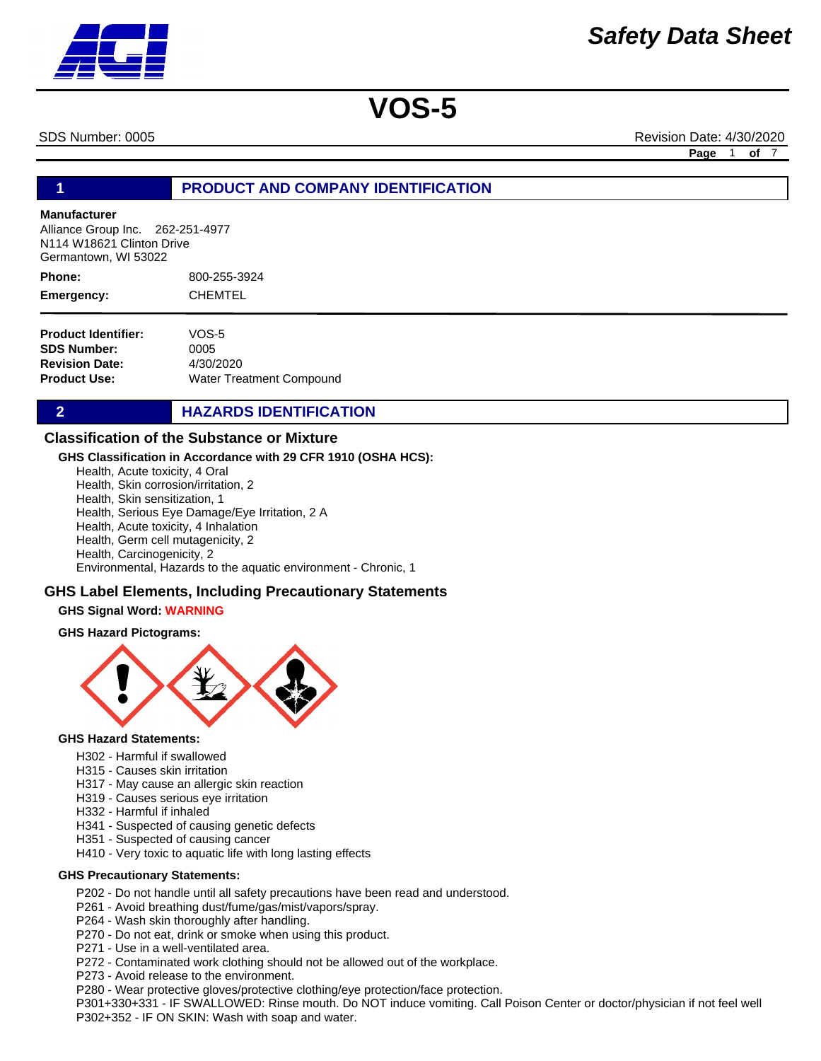# VOS-5

SDS Number: 0005 Revision Date: 4/30/2020

## 1 PRODUCT AND COMPANY IDENTIFICATION

**Manufacturer**
Alliance Group Inc. 262-251-4977
N114 W18621 Clinton Drive
Germantown, WI 53022

**Phone:** 800-255-3924
**Emergency:** CHEMTEL

**Product Identifier:** VOS-5
**SDS Number:** 0005
**Revision Date:** 4/30/2020
**Product Use:** Water Treatment Compound

## 2 HAZARDS IDENTIFICATION

### Classification of the Substance or Mixture

**GHS Classification in Accordance with 29 CFR 1910 (OSHA HCS):**

Health, Acute toxicity, 4 Oral
Health, Skin corrosion/irritation, 2
Health, Skin sensitization, 1
Health, Serious Eye Damage/Eye Irritation, 2 A
Health, Acute toxicity, 4 Inhalation
Health, Germ cell mutagenicity, 2
Health, Carcinogenicity, 2
Environmental, Hazards to the aquatic environment - Chronic, 1

### GHS Label Elements, Including Precautionary Statements

**GHS Signal Word:** WARNING

**GHS Hazard Pictograms:**

**GHS Hazard Statements:**

H302 - Harmful if swallowed
H315 - Causes skin irritation
H317 - May cause an allergic skin reaction
H319 - Causes serious eye irritation
H332 - Harmful if inhaled
H341 - Suspected of causing genetic defects
H351 - Suspected of causing cancer
H410 - Very toxic to aquatic life with long lasting effects

**GHS Precautionary Statements:**

P202 - Do not handle until all safety precautions have been read and understood.
P261 - Avoid breathing dust/fume/gas/mist/vapors/spray.
P264 - Wash skin thoroughly after handling.
P270 - Do not eat, drink or smoke when using this product.
P271 - Use in a well-ventilated area.
P272 - Contaminated work clothing should not be allowed out of the workplace.
P273 - Avoid release to the environment.
P280 - Wear protective gloves/protective clothing/eye protection/face protection.
P301+330+331 - IF SWALLOWED: Rinse mouth. Do NOT induce vomiting. Call Poison Center or doctor/physician if not feel well
P302+352 - IF ON SKIN: Wash with soap and water.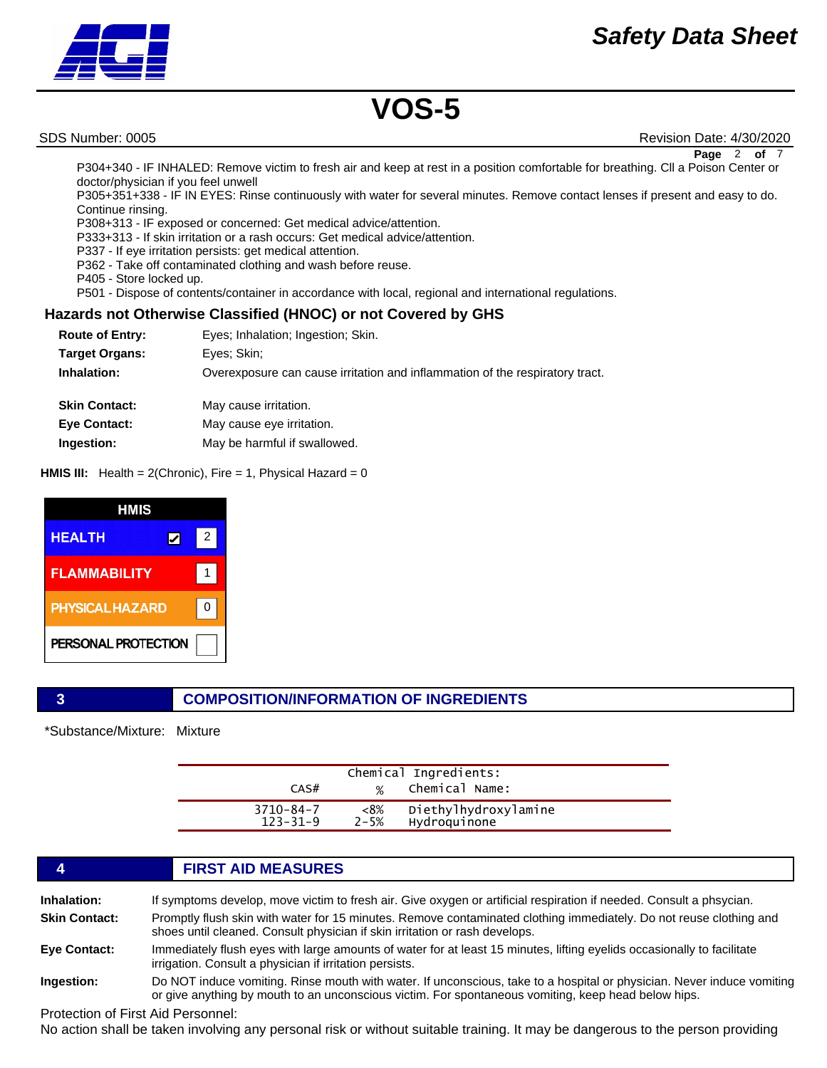P304+340 - IF INHALED: Remove victim to fresh air and keep at rest in a position comfortable for breathing. Cll a Poison Center or doctor/physician if you feel unwell

P305+351+338 - IF IN EYES: Rinse continuously with water for several minutes. Remove contact lenses if present and easy to do. Continue rinsing.

P308+313 - IF exposed or concerned: Get medical advice/attention.

P333+313 - If skin irritation or a rash occurs: Get medical advice/attention.

P337 - If eye irritation persists: get medical attention.

P362 - Take off contaminated clothing and wash before reuse.

P405 - Store locked up.

P501 - Dispose of contents/container in accordance with local, regional and international regulations.

### Hazards not Otherwise Classified (HNOC) or not Covered by GHS

**Route of Entry:** Eyes; Inhalation; Ingestion; Skin.

**Target Organs:** Eyes; Skin;

**Inhalation:** Overexposure can cause irritation and inflammation of the respiratory tract.

**Skin Contact:** May cause irritation.

**Eye Contact:** May cause eye irritation.

**Ingestion:** May be harmful if swallowed.

**HMIS III:** Health = 2(Chronic), Fire = 1, Physical Hazard = 0

| HMIS | |
|---|---|
| HEALTH ☑ | 2 |
| FLAMMABILITY | 1 |
| PHYSICAL HAZARD | 0 |
| PERSONAL PROTECTION | |

## 3 COMPOSITION/INFORMATION OF INGREDIENTS

*Substance/Mixture: Mixture

| CAS# | % | Chemical Name: |
|---|---|---|
| 3710-84-7 | <8% | Diethylhydroxylamine |
| 123-31-9 | 2-5% | Hydroquinone |

## 4 FIRST AID MEASURES

**Inhalation:** If symptoms develop, move victim to fresh air. Give oxygen or artificial respiration if needed. Consult a phsycian.

**Skin Contact:** Promptly flush skin with water for 15 minutes. Remove contaminated clothing immediately. Do not reuse clothing and shoes until cleaned. Consult physician if skin irritation or rash develops.

**Eye Contact:** Immediately flush eyes with large amounts of water for at least 15 minutes, lifting eyelids occasionally to facilitate irrigation. Consult a physician if irritation persists.

**Ingestion:** Do NOT induce vomiting. Rinse mouth with water. If unconscious, take to a hospital or physician. Never induce vomiting or give anything by mouth to an unconscious victim. For spontaneous vomiting, keep head below hips.

Protection of First Aid Personnel:

No action shall be taken involving any personal risk or without suitable training. It may be dangerous to the person providing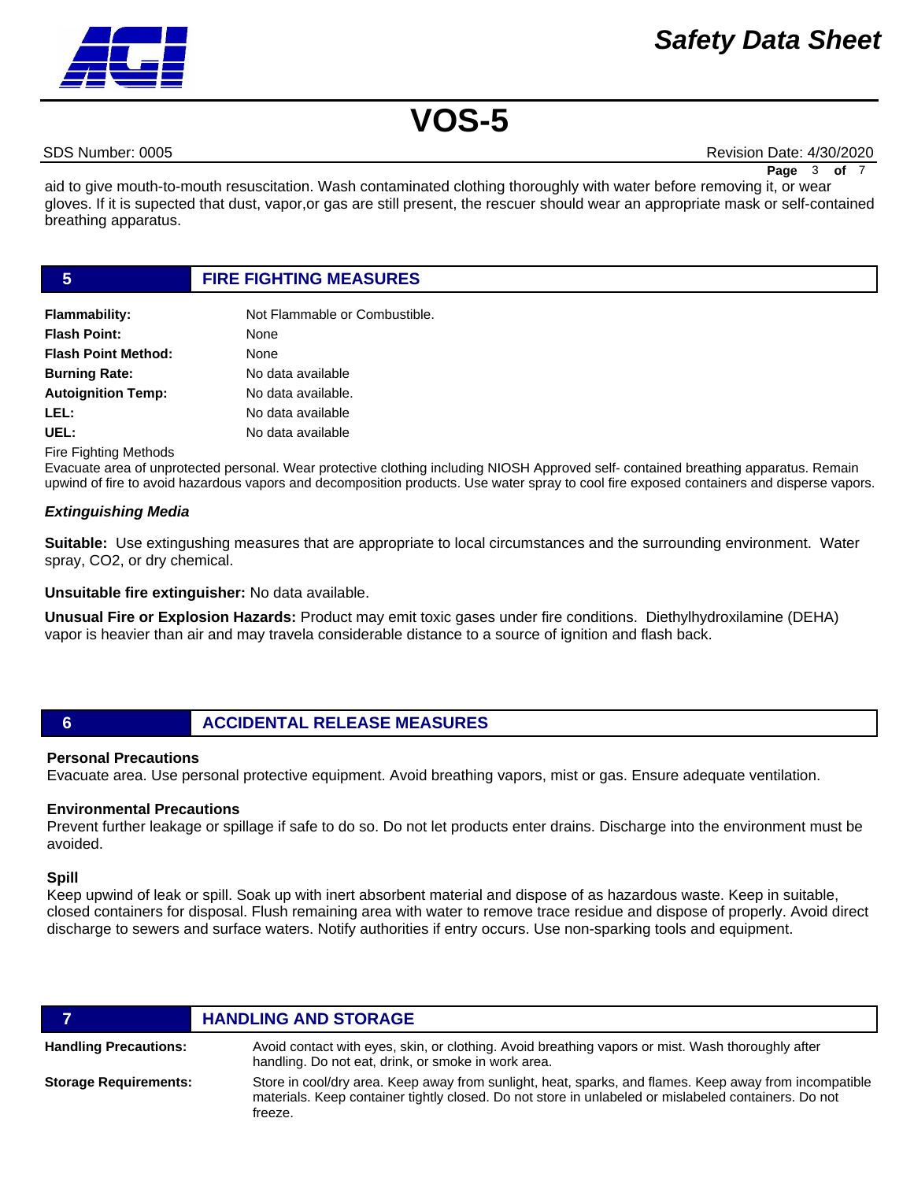aid to give mouth-to-mouth resuscitation. Wash contaminated clothing thoroughly with water before removing it, or wear gloves. If it is supected that dust, vapor,or gas are still present, the rescuer should wear an appropriate mask or self-contained breathing apparatus.

## 5 FIRE FIGHTING MEASURES

| | |
|---|---|
| **Flammability:** | Not Flammable or Combustible. |
| **Flash Point:** | None |
| **Flash Point Method:** | None |
| **Burning Rate:** | No data available |
| **Autoignition Temp:** | No data available. |
| **LEL:** | No data available |
| **UEL:** | No data available |

Fire Fighting Methods

Evacuate area of unprotected personal. Wear protective clothing including NIOSH Approved self- contained breathing apparatus. Remain upwind of fire to avoid hazardous vapors and decomposition products. Use water spray to cool fire exposed containers and disperse vapors.

***Extinguishing Media***

**Suitable:** Use extingushing measures that are appropriate to local circumstances and the surrounding environment. Water spray, CO2, or dry chemical.

**Unsuitable fire extinguisher:** No data available.

**Unusual Fire or Explosion Hazards:** Product may emit toxic gases under fire conditions. Diethylhydroxilamine (DEHA) vapor is heavier than air and may travela considerable distance to a source of ignition and flash back.

## 6 ACCIDENTAL RELEASE MEASURES

**Personal Precautions**

Evacuate area. Use personal protective equipment. Avoid breathing vapors, mist or gas. Ensure adequate ventilation.

**Environmental Precautions**

Prevent further leakage or spillage if safe to do so. Do not let products enter drains. Discharge into the environment must be avoided.

**Spill**

Keep upwind of leak or spill. Soak up with inert absorbent material and dispose of as hazardous waste. Keep in suitable, closed containers for disposal. Flush remaining area with water to remove trace residue and dispose of properly. Avoid direct discharge to sewers and surface waters. Notify authorities if entry occurs. Use non-sparking tools and equipment.

## 7 HANDLING AND STORAGE

| | |
|---|---|
| **Handling Precautions:** | Avoid contact with eyes, skin, or clothing. Avoid breathing vapors or mist. Wash thoroughly after handling. Do not eat, drink, or smoke in work area. |
| **Storage Requirements:** | Store in cool/dry area. Keep away from sunlight, heat, sparks, and flames. Keep away from incompatible materials. Keep container tightly closed. Do not store in unlabeled or mislabeled containers. Do not freeze. |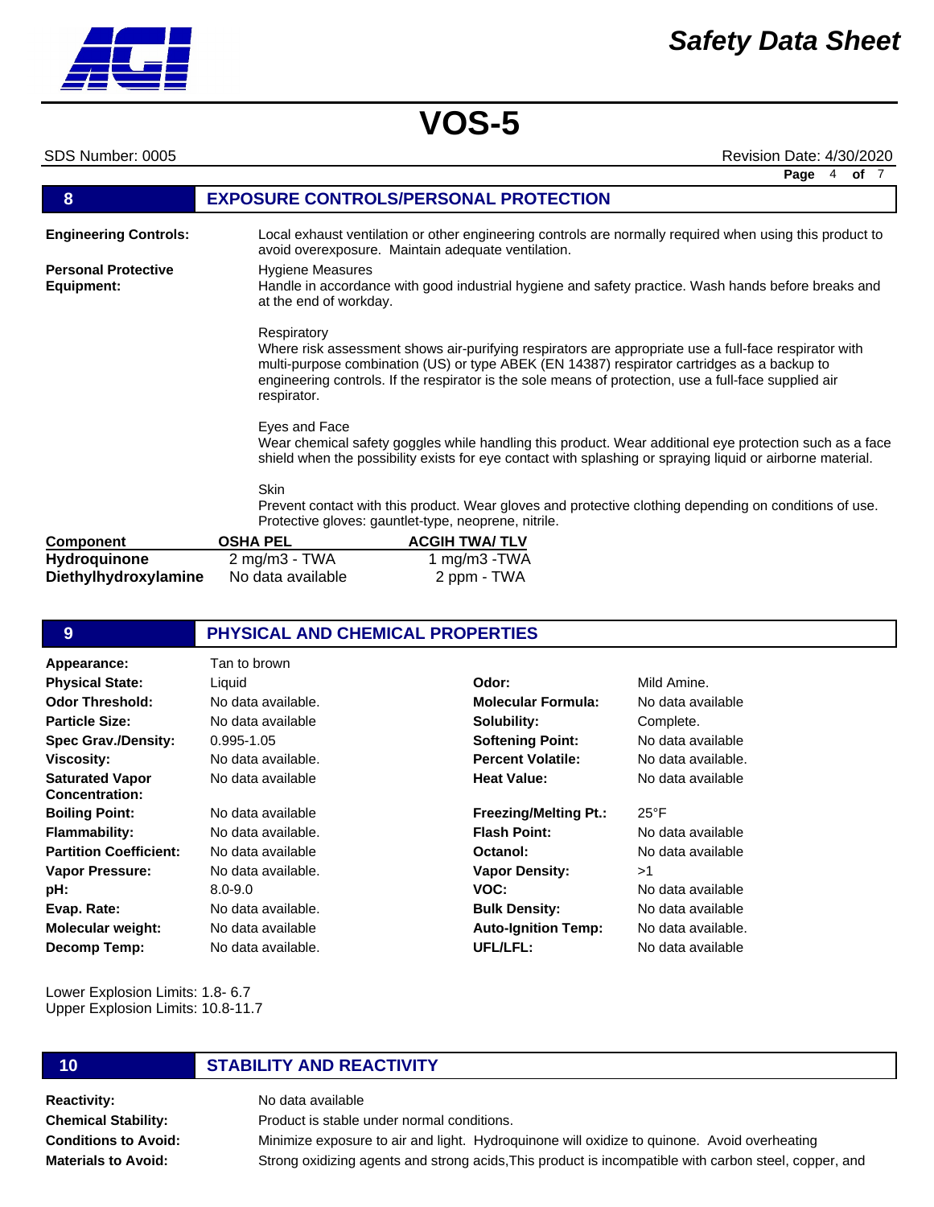## 8 EXPOSURE CONTROLS/PERSONAL PROTECTION

**Engineering Controls:** Local exhaust ventilation or other engineering controls are normally required when using this product to avoid overexposure. Maintain adequate ventilation.

**Personal Protective Equipment:**

Hygiene Measures
Handle in accordance with good industrial hygiene and safety practice. Wash hands before breaks and at the end of workday.

Respiratory
Where risk assessment shows air-purifying respirators are appropriate use a full-face respirator with multi-purpose combination (US) or type ABEK (EN 14387) respirator cartridges as a backup to engineering controls. If the respirator is the sole means of protection, use a full-face supplied air respirator.

Eyes and Face
Wear chemical safety goggles while handling this product. Wear additional eye protection such as a face shield when the possibility exists for eye contact with splashing or spraying liquid or airborne material.

Skin
Prevent contact with this product. Wear gloves and protective clothing depending on conditions of use. Protective gloves: gauntlet-type, neoprene, nitrile.

| Component | OSHA PEL | ACGIH TWA/ TLV |
|---|---|---|
| **Hydroquinone** | 2 mg/m3 - TWA | 1 mg/m3 -TWA |
| **Diethylhydroxylamine** | No data available | 2 ppm - TWA |

## 9 PHYSICAL AND CHEMICAL PROPERTIES

| | | | |
|---|---|---|---|
| **Appearance:** | Tan to brown | | |
| **Physical State:** | Liquid | **Odor:** | Mild Amine. |
| **Odor Threshold:** | No data available. | **Molecular Formula:** | No data available |
| **Particle Size:** | No data available | **Solubility:** | Complete. |
| **Spec Grav./Density:** | 0.995-1.05 | **Softening Point:** | No data available |
| **Viscosity:** | No data available. | **Percent Volatile:** | No data available. |
| **Saturated Vapor Concentration:** | No data available | **Heat Value:** | No data available |
| **Boiling Point:** | No data available | **Freezing/Melting Pt.:** | 25°F |
| **Flammability:** | No data available. | **Flash Point:** | No data available |
| **Partition Coefficient:** | No data available | **Octanol:** | No data available |
| **Vapor Pressure:** | No data available. | **Vapor Density:** | >1 |
| **pH:** | 8.0-9.0 | **VOC:** | No data available |
| **Evap. Rate:** | No data available. | **Bulk Density:** | No data available |
| **Molecular weight:** | No data available | **Auto-Ignition Temp:** | No data available. |
| **Decomp Temp:** | No data available. | **UFL/LFL:** | No data available |

Lower Explosion Limits: 1.8- 6.7
Upper Explosion Limits: 10.8-11.7

## 10 STABILITY AND REACTIVITY

**Reactivity:** No data available

**Chemical Stability:** Product is stable under normal conditions.

**Conditions to Avoid:** Minimize exposure to air and light. Hydroquinone will oxidize to quinone. Avoid overheating

**Materials to Avoid:** Strong oxidizing agents and strong acids,This product is incompatible with carbon steel, copper, and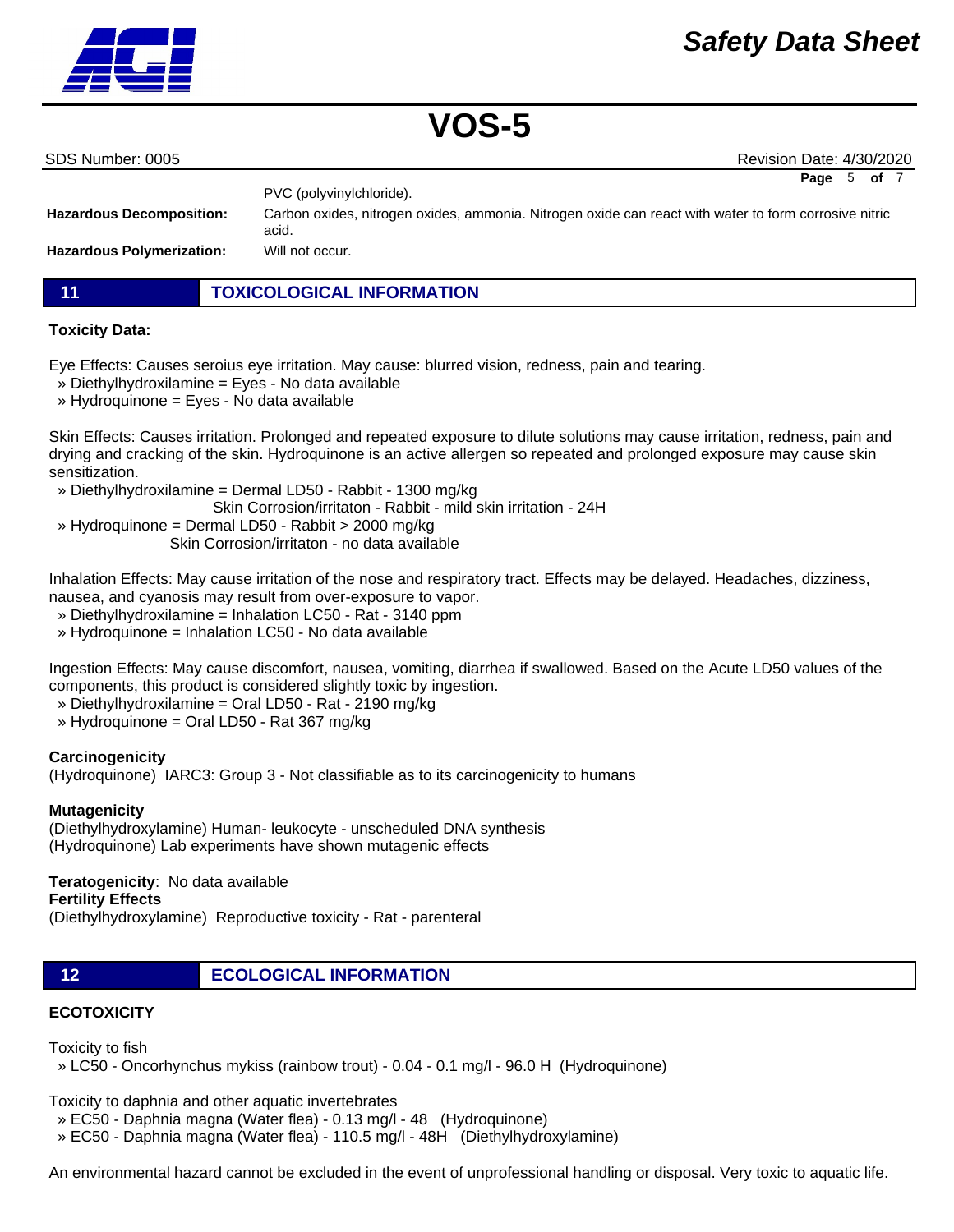PVC (polyvinylchloride).

**Hazardous Decomposition:** Carbon oxides, nitrogen oxides, ammonia. Nitrogen oxide can react with water to form corrosive nitric acid.

**Hazardous Polymerization:** Will not occur.

## 11 TOXICOLOGICAL INFORMATION

**Toxicity Data:**

Eye Effects: Causes seroius eye irritation. May cause: blurred vision, redness, pain and tearing.
» Diethylhydroxilamine = Eyes - No data available
» Hydroquinone = Eyes - No data available

Skin Effects: Causes irritation. Prolonged and repeated exposure to dilute solutions may cause irritation, redness, pain and drying and cracking of the skin. Hydroquinone is an active allergen so repeated and prolonged exposure may cause skin sensitization.
» Diethylhydroxilamine = Dermal LD50 - Rabbit - 1300 mg/kg
Skin Corrosion/irritaton - Rabbit - mild skin irritation - 24H
» Hydroquinone = Dermal LD50 - Rabbit > 2000 mg/kg
Skin Corrosion/irritaton - no data available

Inhalation Effects: May cause irritation of the nose and respiratory tract. Effects may be delayed. Headaches, dizziness, nausea, and cyanosis may result from over-exposure to vapor.
» Diethylhydroxilamine = Inhalation LC50 - Rat - 3140 ppm
» Hydroquinone = Inhalation LC50 - No data available

Ingestion Effects: May cause discomfort, nausea, vomiting, diarrhea if swallowed. Based on the Acute LD50 values of the components, this product is considered slightly toxic by ingestion.
» Diethylhydroxilamine = Oral LD50 - Rat - 2190 mg/kg
» Hydroquinone = Oral LD50 - Rat 367 mg/kg

**Carcinogenicity**
(Hydroquinone) IARC3: Group 3 - Not classifiable as to its carcinogenicity to humans

**Mutagenicity**
(Diethylhydroxylamine) Human- leukocyte - unscheduled DNA synthesis
(Hydroquinone) Lab experiments have shown mutagenic effects

**Teratogenicity**: No data available
**Fertility Effects**
(Diethylhydroxylamine) Reproductive toxicity - Rat - parenteral

## 12 ECOLOGICAL INFORMATION

**ECOTOXICITY**

Toxicity to fish
» LC50 - Oncorhynchus mykiss (rainbow trout) - 0.04 - 0.1 mg/l - 96.0 H (Hydroquinone)

Toxicity to daphnia and other aquatic invertebrates
» EC50 - Daphnia magna (Water flea) - 0.13 mg/l - 48 (Hydroquinone)
» EC50 - Daphnia magna (Water flea) - 110.5 mg/l - 48H (Diethylhydroxylamine)

An environmental hazard cannot be excluded in the event of unprofessional handling or disposal. Very toxic to aquatic life.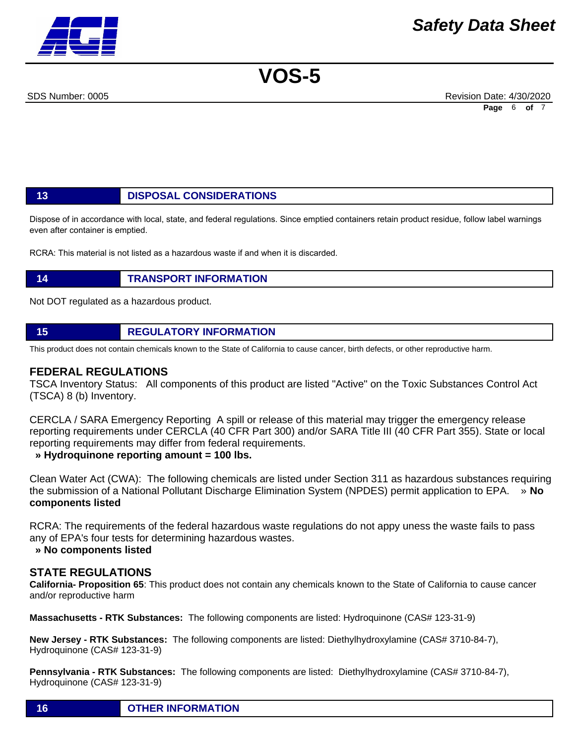## 13 DISPOSAL CONSIDERATIONS

Dispose of in accordance with local, state, and federal regulations. Since emptied containers retain product residue, follow label warnings even after container is emptied.

RCRA: This material is not listed as a hazardous waste if and when it is discarded.

## 14 TRANSPORT INFORMATION

Not DOT regulated as a hazardous product.

## 15 REGULATORY INFORMATION

This product does not contain chemicals known to the State of California to cause cancer, birth defects, or other reproductive harm.

### FEDERAL REGULATIONS

TSCA Inventory Status: All components of this product are listed "Active" on the Toxic Substances Control Act (TSCA) 8 (b) Inventory.

CERCLA / SARA Emergency Reporting A spill or release of this material may trigger the emergency release reporting requirements under CERCLA (40 CFR Part 300) and/or SARA Title III (40 CFR Part 355). State or local reporting requirements may differ from federal requirements.

**» Hydroquinone reporting amount = 100 lbs.**

Clean Water Act (CWA): The following chemicals are listed under Section 311 as hazardous substances requiring the submission of a National Pollutant Discharge Elimination System (NPDES) permit application to EPA. » **No components listed**

RCRA: The requirements of the federal hazardous waste regulations do not appy uness the waste fails to pass any of EPA's four tests for determining hazardous wastes.

**» No components listed**

### STATE REGULATIONS

**California- Proposition 65**: This product does not contain any chemicals known to the State of California to cause cancer and/or reproductive harm

**Massachusetts - RTK Substances:** The following components are listed: Hydroquinone (CAS# 123-31-9)

**New Jersey - RTK Substances:** The following components are listed: Diethylhydroxylamine (CAS# 3710-84-7), Hydroquinone (CAS# 123-31-9)

**Pennsylvania - RTK Substances:** The following components are listed: Diethylhydroxylamine (CAS# 3710-84-7), Hydroquinone (CAS# 123-31-9)

## 16 OTHER INFORMATION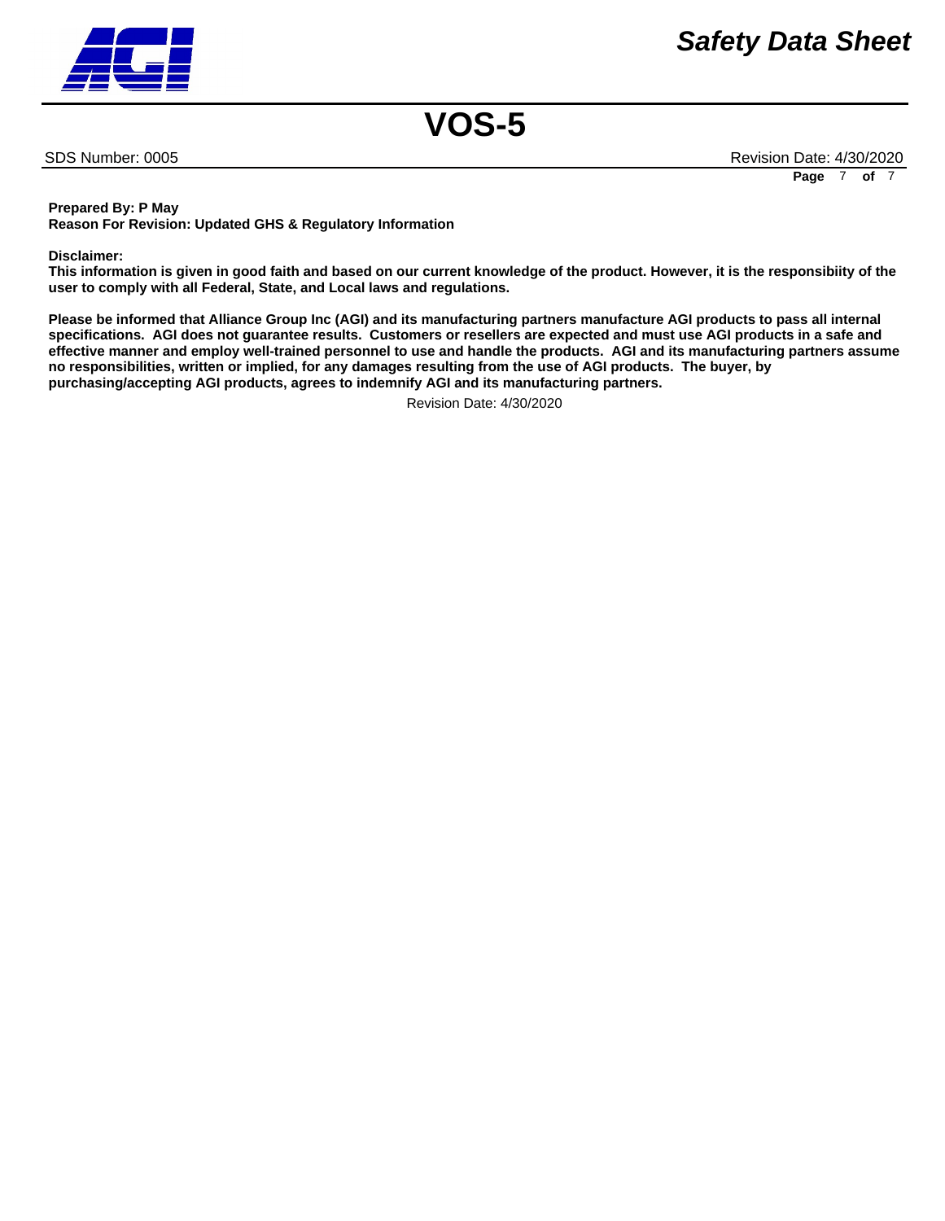**Prepared By: P May**
**Reason For Revision: Updated GHS & Regulatory Information**

**Disclaimer:**
**This information is given in good faith and based on our current knowledge of the product. However, it is the responsibiity of the user to comply with all Federal, State, and Local laws and regulations.**

**Please be informed that Alliance Group Inc (AGI) and its manufacturing partners manufacture AGI products to pass all internal specifications. AGI does not guarantee results. Customers or resellers are expected and must use AGI products in a safe and effective manner and employ well-trained personnel to use and handle the products. AGI and its manufacturing partners assume no responsibilities, written or implied, for any damages resulting from the use of AGI products. The buyer, by purchasing/accepting AGI products, agrees to indemnify AGI and its manufacturing partners.**

Revision Date: 4/30/2020